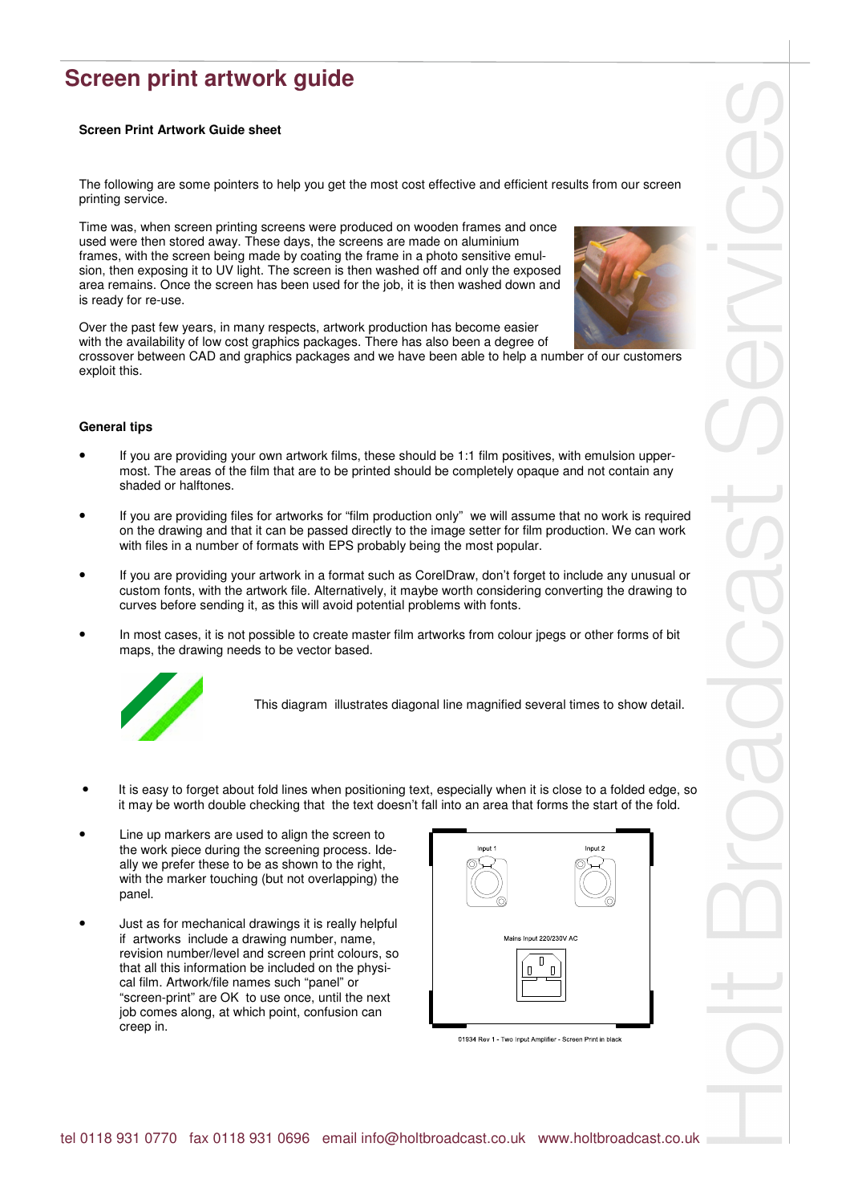# Screen print artwork guide

**Screen Print Artwork Guide sheet**

The following are some pointers to help you get the most cost effective and efficient results from our screen printing service.

Time was, when screen printing screens were produced on wooden frames and once used were then stored away. These days, the screens are made on aluminium frames, with the screen being made by coating the frame in a photo sensitive emulsion, then exposing it to UV light. The screen is then washed off and only the exposed area remains. Once the screen has been used for the job, it is then washed down and is ready for re-use.

Over the past few years, in many respects, artwork production has become easier with the availability of low cost graphics packages. There has also been a degree of crossover between CAD and graphics packages and we have been able to help a number of our customers exploit this.

**General tips**

- If you are providing your own artwork films, these should be 1:1 film positives, with emulsion uppermost. The areas of the film that are to be printed should be completely opaque and not contain any shaded or halftones.
- If you are providing files for artworks for "film production only" we will assume that no work is required on the drawing and that it can be passed directly to the image setter for film production. We can work with files in a number of formats with EPS probably being the most popular.
- If you are providing your artwork in a format such as CorelDraw, don't forget to include any unusual or custom fonts, with the artwork file. Alternatively, it maybe worth considering converting the drawing to curves before sending it, as this will avoid potential problems with fonts.
- In most cases, it is not possible to create master film artworks from colour jpegs or other forms of bit maps, the drawing needs to be vector based.

This diagram illustrates diagonal line magnified several times to show detail.

- It is easy to forget about fold lines when positioning text, especially when it is close to a folded edge, so it may be worth double checking that the text doesn't fall into an area that forms the start of the fold.
- Line up markers are used to align the screen to the work piece during the screening process. Ideally we prefer these to be as shown to the right, with the marker touching (but not overlapping) the panel.
- Just as for mechanical drawings it is really helpful if artworks include a drawing number, name, revision number/level and screen print colours, so that all this information be included on the physical film. Artwork/file names such "panel" or "screen-print" are OK to use once, until the next job comes along, at which point, confusion can creep in.

Input 1 Input 2

Mains Input 220/230V AC

01934 Rev 1 - Two Input Amplifier - Screen Print in black

tel 0118 931 0770 fax 0118 931 0696 email info@holtbroadcast.co.uk www.holtbroadcast.co.uk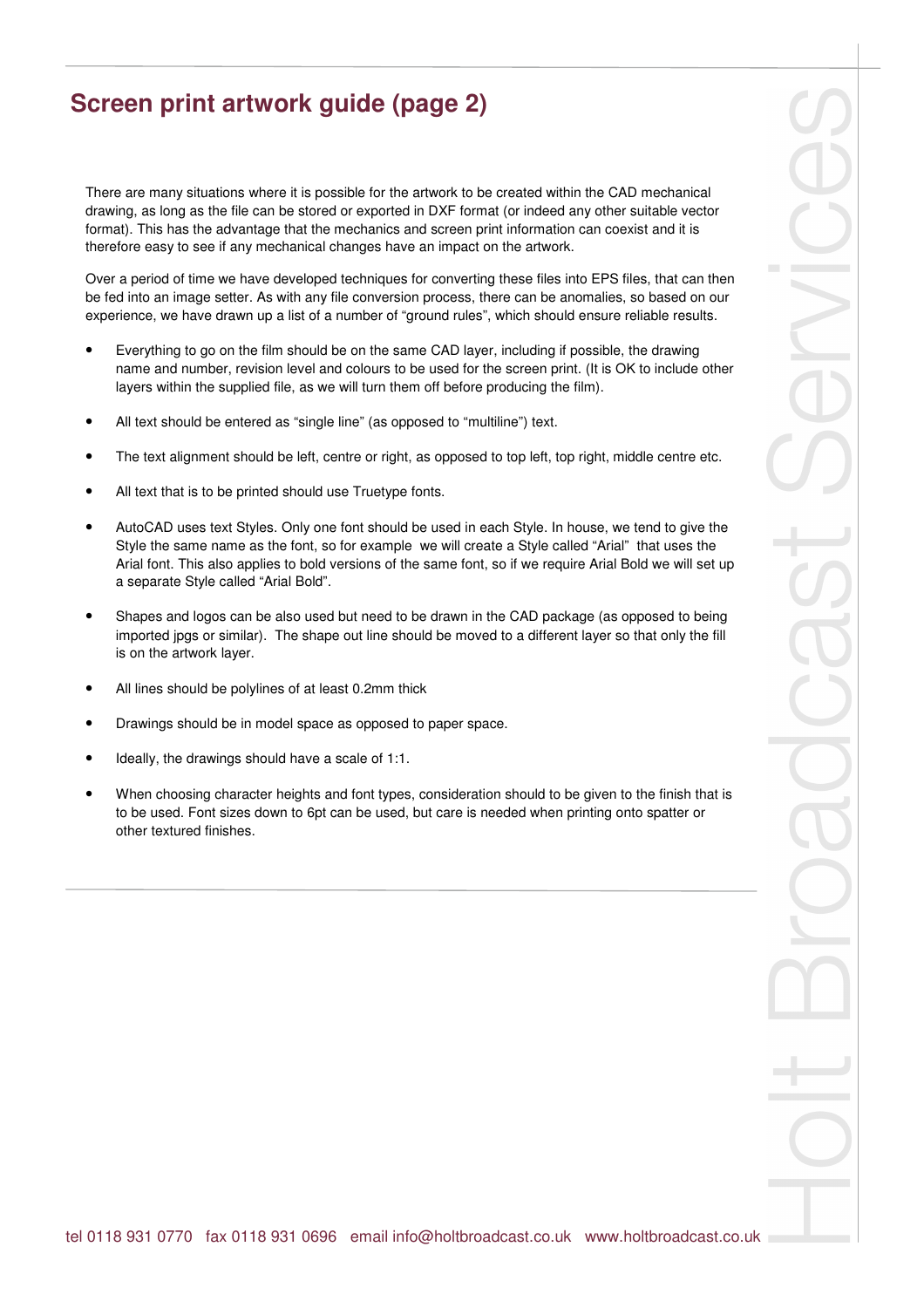# Screen print artwork guide (page 2)

There are many situations where it is possible for the artwork to be created within the CAD mechanical drawing, as long as the file can be stored or exported in DXF format (or indeed any other suitable vector format). This has the advantage that the mechanics and screen print information can coexist and it is therefore easy to see if any mechanical changes have an impact on the artwork.

Over a period of time we have developed techniques for converting these files into EPS files, that can then be fed into an image setter. As with any file conversion process, there can be anomalies, so based on our experience, we have drawn up a list of a number of "ground rules", which should ensure reliable results.

- Everything to go on the film should be on the same CAD layer, including if possible, the drawing name and number, revision level and colours to be used for the screen print. (It is OK to include other layers within the supplied file, as we will turn them off before producing the film).
- All text should be entered as "single line" (as opposed to "multiline") text.
- The text alignment should be left, centre or right, as opposed to top left, top right, middle centre etc.
- All text that is to be printed should use Truetype fonts.
- AutoCAD uses text Styles. Only one font should be used in each Style. In house, we tend to give the Style the same name as the font, so for example we will create a Style called "Arial" that uses the Arial font. This also applies to bold versions of the same font, so if we require Arial Bold we will set up a separate Style called "Arial Bold".
- Shapes and logos can be also used but need to be drawn in the CAD package (as opposed to being imported jpgs or similar). The shape out line should be moved to a different layer so that only the fill is on the artwork layer.
- All lines should be polylines of at least 0.2mm thick
- Drawings should be in model space as opposed to paper space.
- Ideally, the drawings should have a scale of 1:1.
- When choosing character heights and font types, consideration should to be given to the finish that is to be used. Font sizes down to 6pt can be used, but care is needed when printing onto spatter or other textured finishes.

tel 0118 931 0770 fax 0118 931 0696 email info@holtbroadcast.co.uk www.holtbroadcast.co.uk

Holt Broadcast Services